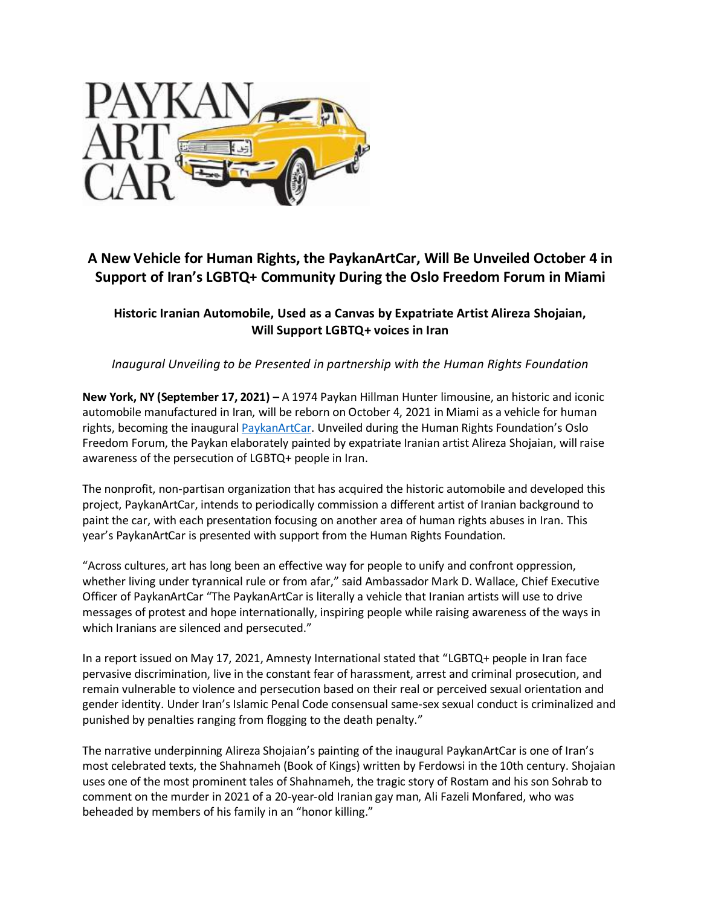# A New Vehicle for Human Rights, the PaykanArtCar, Will Be Unveiled October 4 in Support of Iran's LGBTQ+ Community During the Oslo Freedom Forum in Miami

## Historic Iranian Automobile, Used as a Canvas by Expatriate Artist Alireza Shojaian, Will Support LGBTQ+ voices in Iran

*Inaugural Unveiling to be Presented in partnership with the Human Rights Foundation*

**New York, NY (September 17, 2021) –** A 1974 Paykan Hillman Hunter limousine, an historic and iconic automobile manufactured in Iran, will be reborn on October 4, 2021 in Miami as a vehicle for human rights, becoming the inaugural PaykanArtCar. Unveiled during the Human Rights Foundation's Oslo Freedom Forum, the Paykan elaborately painted by expatriate Iranian artist Alireza Shojaian, will raise awareness of the persecution of LGBTQ+ people in Iran.

The nonprofit, non-partisan organization that has acquired the historic automobile and developed this project, PaykanArtCar, intends to periodically commission a different artist of Iranian background to paint the car, with each presentation focusing on another area of human rights abuses in Iran. This year's PaykanArtCar is presented with support from the Human Rights Foundation.

"Across cultures, art has long been an effective way for people to unify and confront oppression, whether living under tyrannical rule or from afar," said Ambassador Mark D. Wallace, Chief Executive Officer of PaykanArtCar "The PaykanArtCar is literally a vehicle that Iranian artists will use to drive messages of protest and hope internationally, inspiring people while raising awareness of the ways in which Iranians are silenced and persecuted."

In a report issued on May 17, 2021, Amnesty International stated that "LGBTQ+ people in Iran face pervasive discrimination, live in the constant fear of harassment, arrest and criminal prosecution, and remain vulnerable to violence and persecution based on their real or perceived sexual orientation and gender identity. Under Iran's Islamic Penal Code consensual same-sex sexual conduct is criminalized and punished by penalties ranging from flogging to the death penalty."

The narrative underpinning Alireza Shojaian's painting of the inaugural PaykanArtCar is one of Iran's most celebrated texts, the Shahnameh (Book of Kings) written by Ferdowsi in the 10th century. Shojaian uses one of the most prominent tales of Shahnameh, the tragic story of Rostam and his son Sohrab to comment on the murder in 2021 of a 20-year-old Iranian gay man, Ali Fazeli Monfared, who was beheaded by members of his family in an "honor killing."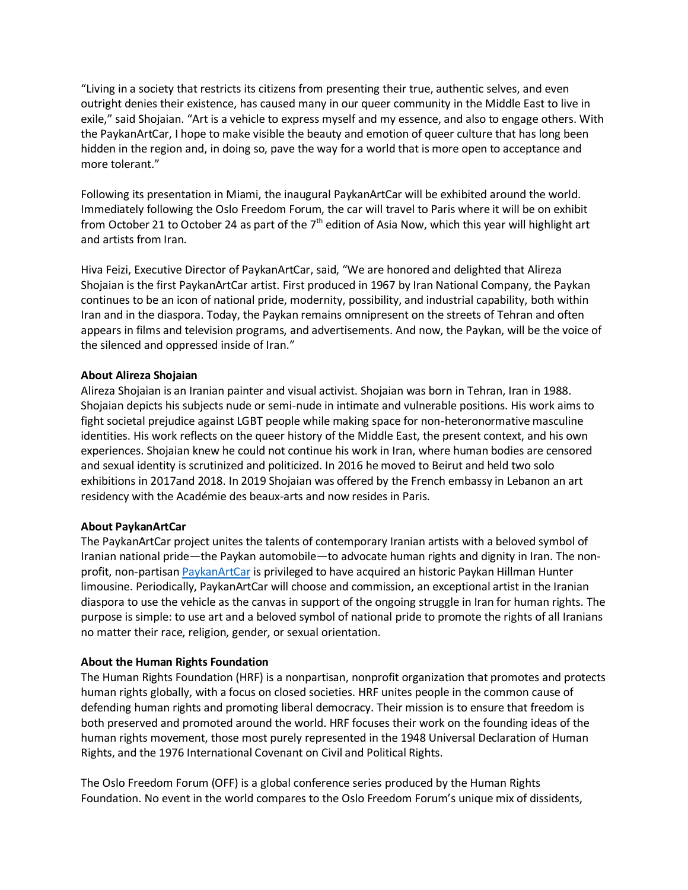"Living in a society that restricts its citizens from presenting their true, authentic selves, and even outright denies their existence, has caused many in our queer community in the Middle East to live in exile," said Shojaian. "Art is a vehicle to express myself and my essence, and also to engage others. With the PaykanArtCar, I hope to make visible the beauty and emotion of queer culture that has long been hidden in the region and, in doing so, pave the way for a world that is more open to acceptance and more tolerant."

Following its presentation in Miami, the inaugural PaykanArtCar will be exhibited around the world. Immediately following the Oslo Freedom Forum, the car will travel to Paris where it will be on exhibit from October 21 to October 24 as part of the 7th edition of Asia Now, which this year will highlight art and artists from Iran.

Hiva Feizi, Executive Director of PaykanArtCar, said, "We are honored and delighted that Alireza Shojaian is the first PaykanArtCar artist. First produced in 1967 by Iran National Company, the Paykan continues to be an icon of national pride, modernity, possibility, and industrial capability, both within Iran and in the diaspora. Today, the Paykan remains omnipresent on the streets of Tehran and often appears in films and television programs, and advertisements. And now, the Paykan, will be the voice of the silenced and oppressed inside of Iran."

**About Alireza Shojaian**
Alireza Shojaian is an Iranian painter and visual activist. Shojaian was born in Tehran, Iran in 1988. Shojaian depicts his subjects nude or semi-nude in intimate and vulnerable positions. His work aims to fight societal prejudice against LGBT people while making space for non-heteronormative masculine identities. His work reflects on the queer history of the Middle East, the present context, and his own experiences. Shojaian knew he could not continue his work in Iran, where human bodies are censored and sexual identity is scrutinized and politicized. In 2016 he moved to Beirut and held two solo exhibitions in 2017and 2018. In 2019 Shojaian was offered by the French embassy in Lebanon an art residency with the Académie des beaux-arts and now resides in Paris.

**About PaykanArtCar**
The PaykanArtCar project unites the talents of contemporary Iranian artists with a beloved symbol of Iranian national pride—the Paykan automobile—to advocate human rights and dignity in Iran. The non-profit, non-partisan PaykanArtCar is privileged to have acquired an historic Paykan Hillman Hunter limousine. Periodically, PaykanArtCar will choose and commission, an exceptional artist in the Iranian diaspora to use the vehicle as the canvas in support of the ongoing struggle in Iran for human rights. The purpose is simple: to use art and a beloved symbol of national pride to promote the rights of all Iranians no matter their race, religion, gender, or sexual orientation.

**About the Human Rights Foundation**
The Human Rights Foundation (HRF) is a nonpartisan, nonprofit organization that promotes and protects human rights globally, with a focus on closed societies. HRF unites people in the common cause of defending human rights and promoting liberal democracy. Their mission is to ensure that freedom is both preserved and promoted around the world. HRF focuses their work on the founding ideas of the human rights movement, those most purely represented in the 1948 Universal Declaration of Human Rights, and the 1976 International Covenant on Civil and Political Rights.

The Oslo Freedom Forum (OFF) is a global conference series produced by the Human Rights Foundation. No event in the world compares to the Oslo Freedom Forum's unique mix of dissidents,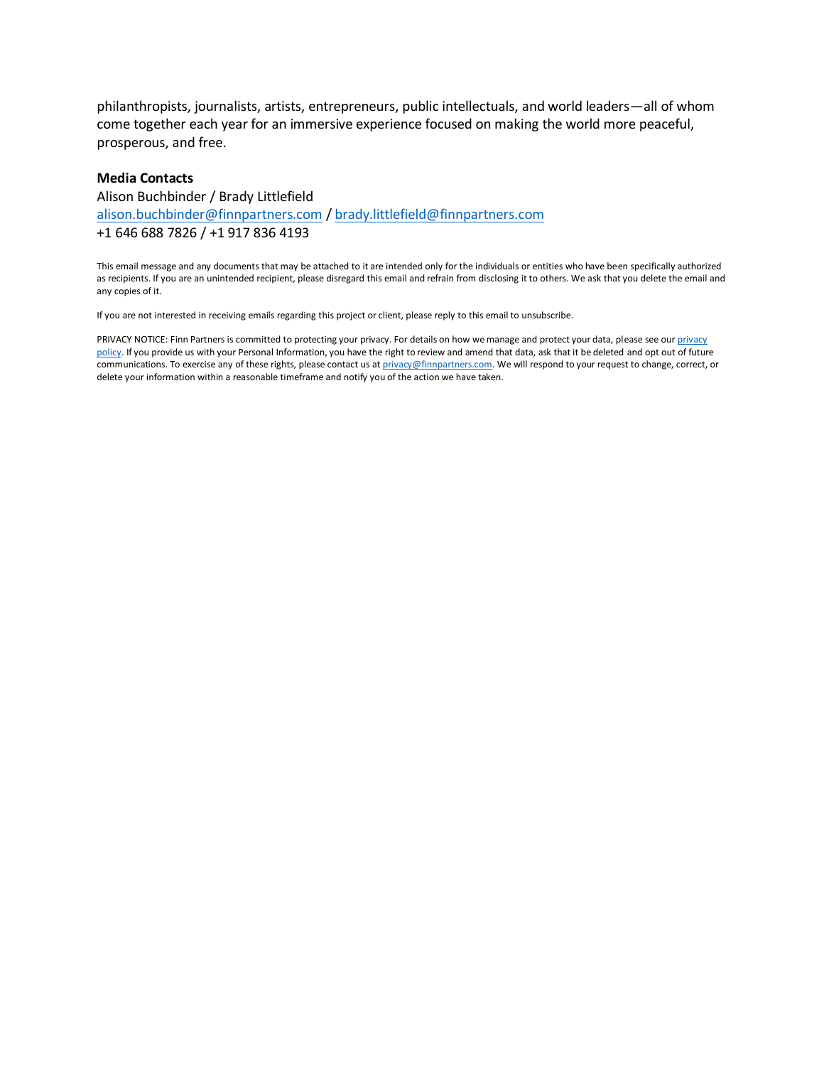philanthropists, journalists, artists, entrepreneurs, public intellectuals, and world leaders—all of whom come together each year for an immersive experience focused on making the world more peaceful, prosperous, and free.

**Media Contacts**
Alison Buchbinder / Brady Littlefield
alison.buchbinder@finnpartners.com / brady.littlefield@finnpartners.com
+1 646 688 7826 / +1 917 836 4193

This email message and any documents that may be attached to it are intended only for the individuals or entities who have been specifically authorized as recipients. If you are an unintended recipient, please disregard this email and refrain from disclosing it to others. We ask that you delete the email and any copies of it.

If you are not interested in receiving emails regarding this project or client, please reply to this email to unsubscribe.

PRIVACY NOTICE: Finn Partners is committed to protecting your privacy. For details on how we manage and protect your data, please see our privacy policy. If you provide us with your Personal Information, you have the right to review and amend that data, ask that it be deleted and opt out of future communications. To exercise any of these rights, please contact us at privacy@finnpartners.com. We will respond to your request to change, correct, or delete your information within a reasonable timeframe and notify you of the action we have taken.